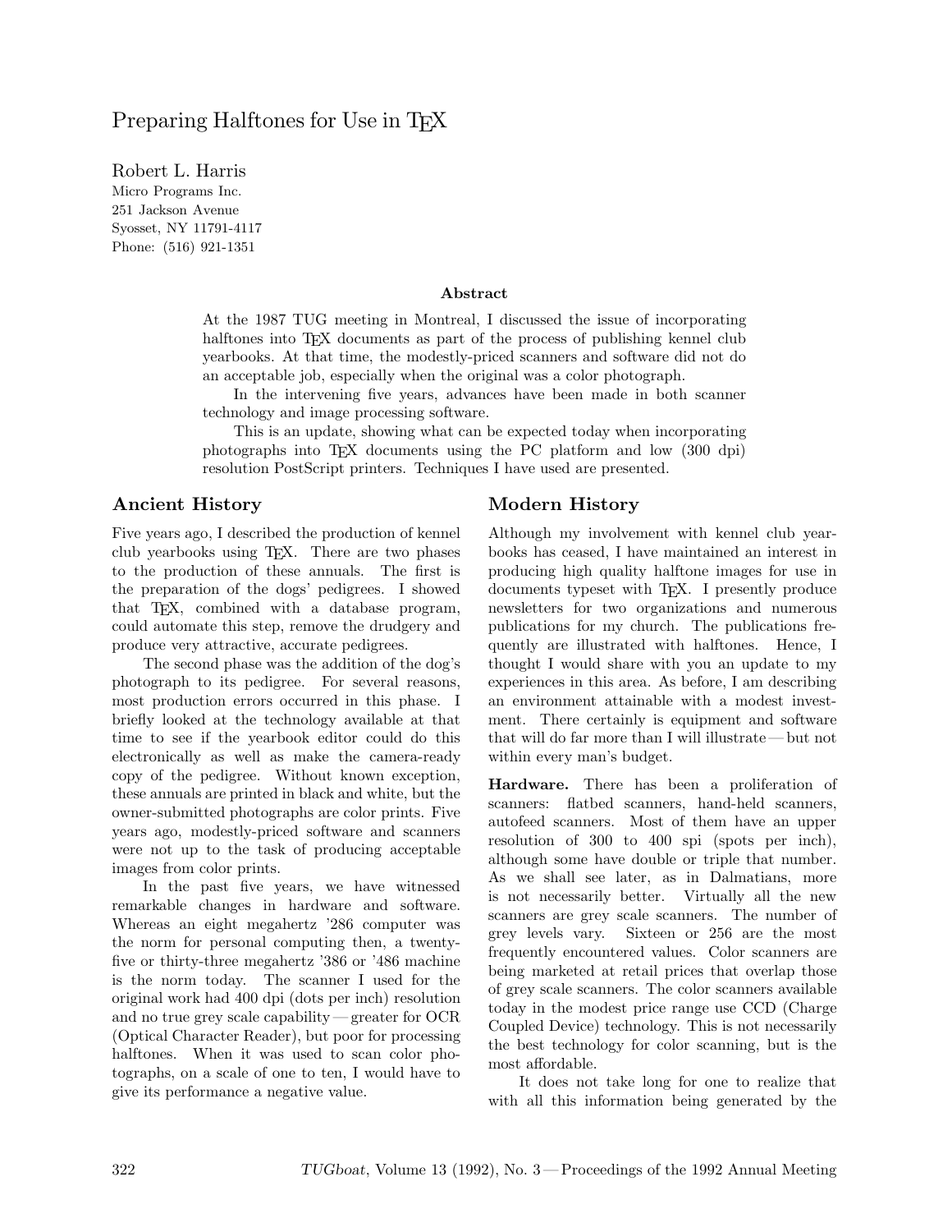# Preparing Halftones for Use in TEX

Robert L. Harris
Micro Programs Inc.
251 Jackson Avenue
Syosset, NY 11791-4117
Phone: (516) 921-1351

### Abstract

At the 1987 TUG meeting in Montreal, I discussed the issue of incorporating halftones into TEX documents as part of the process of publishing kennel club yearbooks. At that time, the modestly-priced scanners and software did not do an acceptable job, especially when the original was a color photograph.

In the intervening five years, advances have been made in both scanner technology and image processing software.

This is an update, showing what can be expected today when incorporating photographs into TEX documents using the PC platform and low (300 dpi) resolution PostScript printers. Techniques I have used are presented.

## Ancient History

Five years ago, I described the production of kennel club yearbooks using TEX. There are two phases to the production of these annuals. The first is the preparation of the dogs' pedigrees. I showed that TEX, combined with a database program, could automate this step, remove the drudgery and produce very attractive, accurate pedigrees.

The second phase was the addition of the dog's photograph to its pedigree. For several reasons, most production errors occurred in this phase. I briefly looked at the technology available at that time to see if the yearbook editor could do this electronically as well as make the camera-ready copy of the pedigree. Without known exception, these annuals are printed in black and white, but the owner-submitted photographs are color prints. Five years ago, modestly-priced software and scanners were not up to the task of producing acceptable images from color prints.

In the past five years, we have witnessed remarkable changes in hardware and software. Whereas an eight megahertz '286 computer was the norm for personal computing then, a twenty-five or thirty-three megahertz '386 or '486 machine is the norm today. The scanner I used for the original work had 400 dpi (dots per inch) resolution and no true grey scale capability — greater for OCR (Optical Character Reader), but poor for processing halftones. When it was used to scan color photographs, on a scale of one to ten, I would have to give its performance a negative value.

## Modern History

Although my involvement with kennel club yearbooks has ceased, I have maintained an interest in producing high quality halftone images for use in documents typeset with TEX. I presently produce newsletters for two organizations and numerous publications for my church. The publications frequently are illustrated with halftones. Hence, I thought I would share with you an update to my experiences in this area. As before, I am describing an environment attainable with a modest investment. There certainly is equipment and software that will do far more than I will illustrate — but not within every man's budget.

**Hardware.** There has been a proliferation of scanners: flatbed scanners, hand-held scanners, autofeed scanners. Most of them have an upper resolution of 300 to 400 spi (spots per inch), although some have double or triple that number. As we shall see later, as in Dalmatians, more is not necessarily better. Virtually all the new scanners are grey scale scanners. The number of grey levels vary. Sixteen or 256 are the most frequently encountered values. Color scanners are being marketed at retail prices that overlap those of grey scale scanners. The color scanners available today in the modest price range use CCD (Charge Coupled Device) technology. This is not necessarily the best technology for color scanning, but is the most affordable.

It does not take long for one to realize that with all this information being generated by the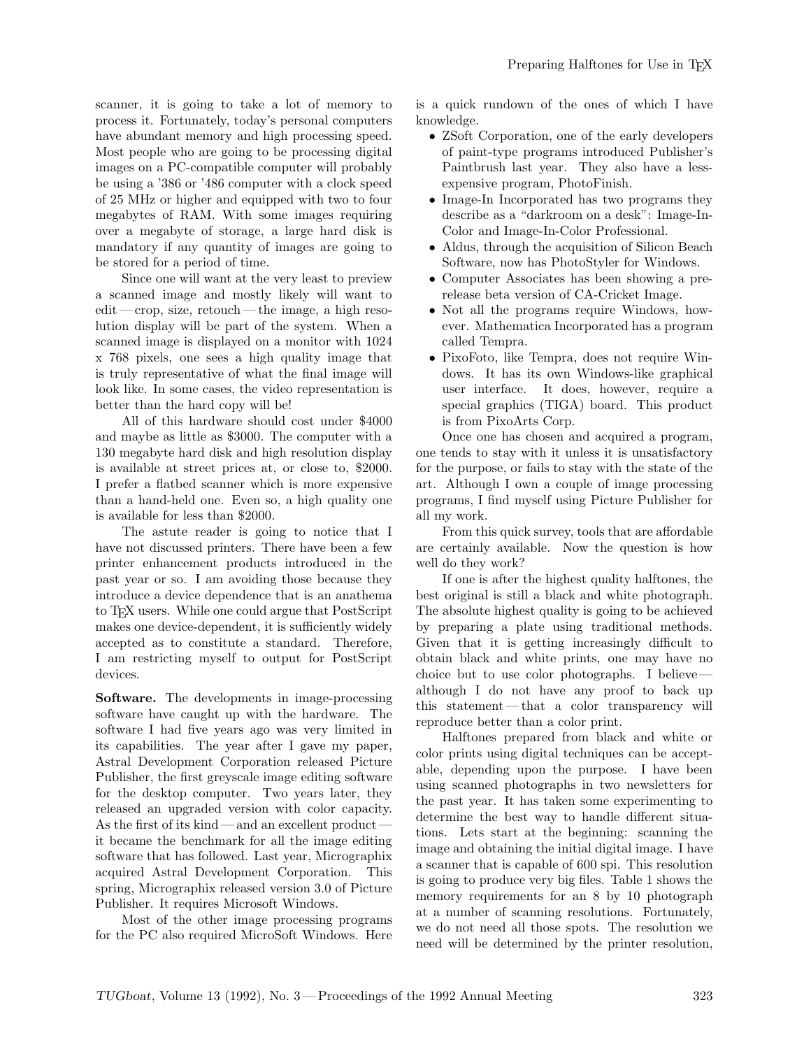scanner, it is going to take a lot of memory to process it. Fortunately, today's personal computers have abundant memory and high processing speed. Most people who are going to be processing digital images on a PC-compatible computer will probably be using a '386 or '486 computer with a clock speed of 25 MHz or higher and equipped with two to four megabytes of RAM. With some images requiring over a megabyte of storage, a large hard disk is mandatory if any quantity of images are going to be stored for a period of time.

Since one will want at the very least to preview a scanned image and mostly likely will want to edit — crop, size, retouch — the image, a high resolution display will be part of the system. When a scanned image is displayed on a monitor with 1024 x 768 pixels, one sees a high quality image that is truly representative of what the final image will look like. In some cases, the video representation is better than the hard copy will be!

All of this hardware should cost under $4000 and maybe as little as $3000. The computer with a 130 megabyte hard disk and high resolution display is available at street prices at, or close to, $2000. I prefer a flatbed scanner which is more expensive than a hand-held one. Even so, a high quality one is available for less than $2000.

The astute reader is going to notice that I have not discussed printers. There have been a few printer enhancement products introduced in the past year or so. I am avoiding those because they introduce a device dependence that is an anathema to TeX users. While one could argue that PostScript makes one device-dependent, it is sufficiently widely accepted as to constitute a standard. Therefore, I am restricting myself to output for PostScript devices.

**Software.** The developments in image-processing software have caught up with the hardware. The software I had five years ago was very limited in its capabilities. The year after I gave my paper, Astral Development Corporation released Picture Publisher, the first greyscale image editing software for the desktop computer. Two years later, they released an upgraded version with color capacity. As the first of its kind — and an excellent product — it became the benchmark for all the image editing software that has followed. Last year, Micrographix acquired Astral Development Corporation. This spring, Micrographix released version 3.0 of Picture Publisher. It requires Microsoft Windows.

Most of the other image processing programs for the PC also required MicroSoft Windows. Here is a quick rundown of the ones of which I have knowledge.

- ZSoft Corporation, one of the early developers of paint-type programs introduced Publisher's Paintbrush last year. They also have a less-expensive program, PhotoFinish.
- Image-In Incorporated has two programs they describe as a "darkroom on a desk": Image-In-Color and Image-In-Color Professional.
- Aldus, through the acquisition of Silicon Beach Software, now has PhotoStyler for Windows.
- Computer Associates has been showing a pre-release beta version of CA-Cricket Image.
- Not all the programs require Windows, however. Mathematica Incorporated has a program called Tempra.
- PixoFoto, like Tempra, does not require Windows. It has its own Windows-like graphical user interface. It does, however, require a special graphics (TIGA) board. This product is from PixoArts Corp.

Once one has chosen and acquired a program, one tends to stay with it unless it is unsatisfactory for the purpose, or fails to stay with the state of the art. Although I own a couple of image processing programs, I find myself using Picture Publisher for all my work.

From this quick survey, tools that are affordable are certainly available. Now the question is how well do they work?

If one is after the highest quality halftones, the best original is still a black and white photograph. The absolute highest quality is going to be achieved by preparing a plate using traditional methods. Given that it is getting increasingly difficult to obtain black and white prints, one may have no choice but to use color photographs. I believe — although I do not have any proof to back up this statement — that a color transparency will reproduce better than a color print.

Halftones prepared from black and white or color prints using digital techniques can be acceptable, depending upon the purpose. I have been using scanned photographs in two newsletters for the past year. It has taken some experimenting to determine the best way to handle different situations. Lets start at the beginning: scanning the image and obtaining the initial digital image. I have a scanner that is capable of 600 spi. This resolution is going to produce very big files. Table 1 shows the memory requirements for an 8 by 10 photograph at a number of scanning resolutions. Fortunately, we do not need all those spots. The resolution we need will be determined by the printer resolution,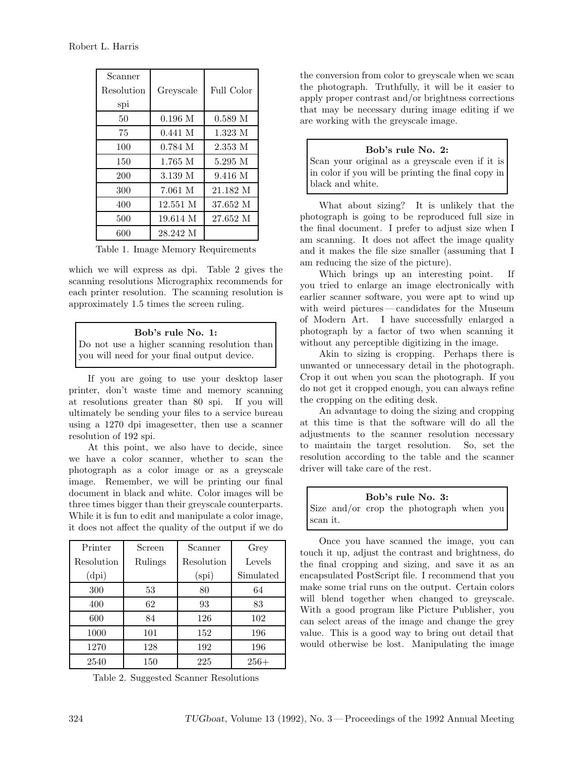| Scanner Resolution spi | Greyscale | Full Color |
|---|---|---|
| 50 | 0.196 M | 0.589 M |
| 75 | 0.441 M | 1.323 M |
| 100 | 0.784 M | 2.353 M |
| 150 | 1.765 M | 5.295 M |
| 200 | 3.139 M | 9.416 M |
| 300 | 7.061 M | 21.182 M |
| 400 | 12.551 M | 37.652 M |
| 500 | 19.614 M | 27.652 M |
| 600 | 28.242 M | |

Table 1. Image Memory Requirements

which we will express as dpi. Table 2 gives the scanning resolutions Micrographix recommends for each printer resolution. The scanning resolution is approximately 1.5 times the screen ruling.

> **Bob's rule No. 1:**
> Do not use a higher scanning resolution than you will need for your final output device.

If you are going to use your desktop laser printer, don't waste time and memory scanning at resolutions greater than 80 spi. If you will ultimately be sending your files to a service bureau using a 1270 dpi imagesetter, then use a scanner resolution of 192 spi.

At this point, we also have to decide, since we have a color scanner, whether to scan the photograph as a color image or as a greyscale image. Remember, we will be printing our final document in black and white. Color images will be three times bigger than their greyscale counterparts. While it is fun to edit and manipulate a color image, it does not affect the quality of the output if we do the conversion from color to greyscale when we scan the photograph. Truthfully, it will be it easier to apply proper contrast and/or brightness corrections that may be necessary during image editing if we are working with the greyscale image.

| Printer Resolution (dpi) | Screen Rulings | Scanner Resolution (spi) | Grey Levels Simulated |
|---|---|---|---|
| 300 | 53 | 80 | 64 |
| 400 | 62 | 93 | 83 |
| 600 | 84 | 126 | 102 |
| 1000 | 101 | 152 | 196 |
| 1270 | 128 | 192 | 196 |
| 2540 | 150 | 225 | 256+ |

Table 2. Suggested Scanner Resolutions

> **Bob's rule No. 2:**
> Scan your original as a greyscale even if it is in color if you will be printing the final copy in black and white.

What about sizing? It is unlikely that the photograph is going to be reproduced full size in the final document. I prefer to adjust size when I am scanning. It does not affect the image quality and it makes the file size smaller (assuming that I am reducing the size of the picture).

Which brings up an interesting point. If you tried to enlarge an image electronically with earlier scanner software, you were apt to wind up with weird pictures — candidates for the Museum of Modern Art. I have successfully enlarged a photograph by a factor of two when scanning it without any perceptible digitizing in the image.

Akin to sizing is cropping. Perhaps there is unwanted or unnecessary detail in the photograph. Crop it out when you scan the photograph. If you do not get it cropped enough, you can always refine the cropping on the editing desk.

An advantage to doing the sizing and cropping at this time is that the software will do all the adjustments to the scanner resolution necessary to maintain the target resolution. So, set the resolution according to the table and the scanner driver will take care of the rest.

> **Bob's rule No. 3:**
> Size and/or crop the photograph when you scan it.

Once you have scanned the image, you can touch it up, adjust the contrast and brightness, do the final cropping and sizing, and save it as an encapsulated PostScript file. I recommend that you make some trial runs on the output. Certain colors will blend together when changed to greyscale. With a good program like Picture Publisher, you can select areas of the image and change the grey value. This is a good way to bring out detail that would otherwise be lost. Manipulating the image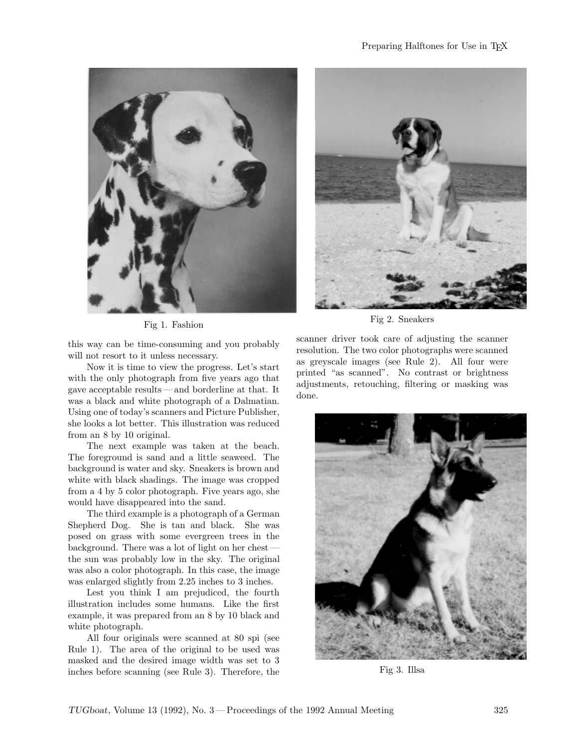Fig 1. Fashion

Fig 2. Sneakers

this way can be time-consuming and you probably will not resort to it unless necessary.

Now it is time to view the progress. Let's start with the only photograph from five years ago that gave acceptable results — and borderline at that. It was a black and white photograph of a Dalmatian. Using one of today's scanners and Picture Publisher, she looks a lot better. This illustration was reduced from an 8 by 10 original.

The next example was taken at the beach. The foreground is sand and a little seaweed. The background is water and sky. Sneakers is brown and white with black shadings. The image was cropped from a 4 by 5 color photograph. Five years ago, she would have disappeared into the sand.

The third example is a photograph of a German Shepherd Dog. She is tan and black. She was posed on grass with some evergreen trees in the background. There was a lot of light on her chest — the sun was probably low in the sky. The original was also a color photograph. In this case, the image was enlarged slightly from 2.25 inches to 3 inches.

Lest you think I am prejudiced, the fourth illustration includes some humans. Like the first example, it was prepared from an 8 by 10 black and white photograph.

All four originals were scanned at 80 spi (see Rule 1). The area of the original to be used was masked and the desired image width was set to 3 inches before scanning (see Rule 3). Therefore, the scanner driver took care of adjusting the scanner resolution. The two color photographs were scanned as greyscale images (see Rule 2). All four were printed "as scanned". No contrast or brightness adjustments, retouching, filtering or masking was done.

Fig 3. Illsa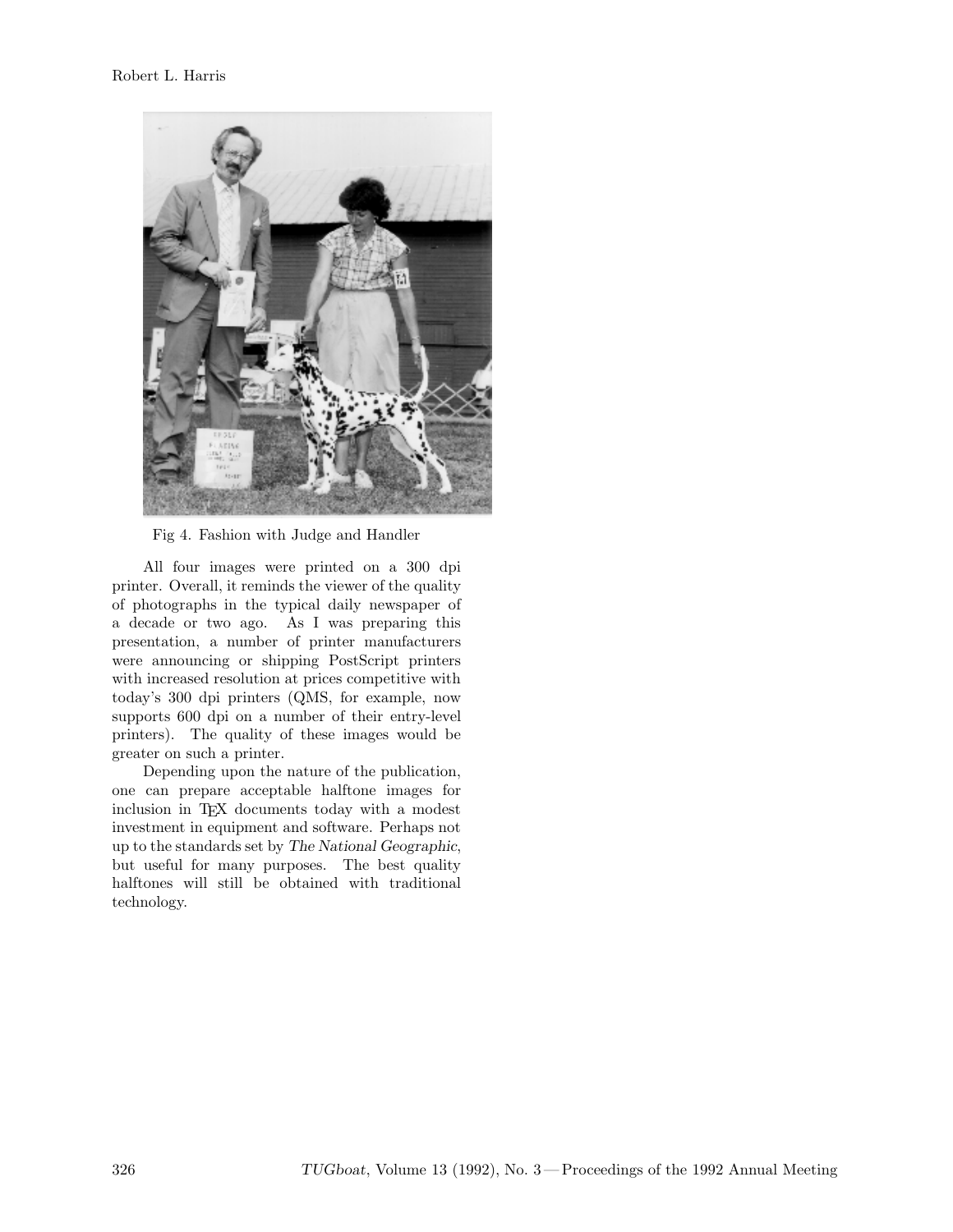Fig 4. Fashion with Judge and Handler

All four images were printed on a 300 dpi printer. Overall, it reminds the viewer of the quality of photographs in the typical daily newspaper of a decade or two ago. As I was preparing this presentation, a number of printer manufacturers were announcing or shipping PostScript printers with increased resolution at prices competitive with today's 300 dpi printers (QMS, for example, now supports 600 dpi on a number of their entry-level printers). The quality of these images would be greater on such a printer.

Depending upon the nature of the publication, one can prepare acceptable halftone images for inclusion in TEX documents today with a modest investment in equipment and software. Perhaps not up to the standards set by *The National Geographic*, but useful for many purposes. The best quality halftones will still be obtained with traditional technology.